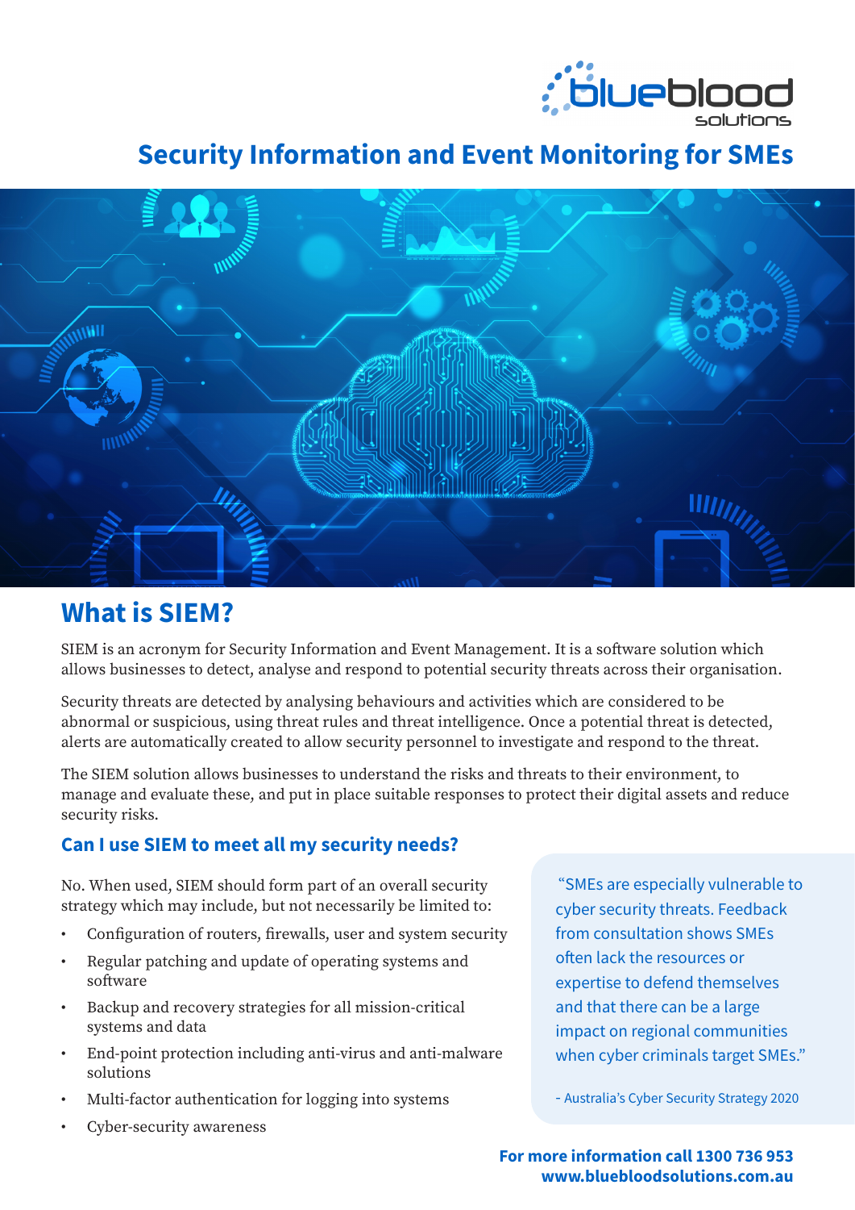blueblood solutions

# Security Information and Event Monitoring for SMEs

## What is SIEM?

SIEM is an acronym for Security Information and Event Management. It is a software solution which allows businesses to detect, analyse and respond to potential security threats across their organisation.

Security threats are detected by analysing behaviours and activities which are considered to be abnormal or suspicious, using threat rules and threat intelligence. Once a potential threat is detected, alerts are automatically created to allow security personnel to investigate and respond to the threat.

The SIEM solution allows businesses to understand the risks and threats to their environment, to manage and evaluate these, and put in place suitable responses to protect their digital assets and reduce security risks.

### Can I use SIEM to meet all my security needs?

No. When used, SIEM should form part of an overall security strategy which may include, but not necessarily be limited to:

- Configuration of routers, firewalls, user and system security
- Regular patching and update of operating systems and software
- Backup and recovery strategies for all mission-critical systems and data
- End-point protection including anti-virus and anti-malware solutions
- Multi-factor authentication for logging into systems
- Cyber-security awareness

> "SMEs are especially vulnerable to cyber security threats. Feedback from consultation shows SMEs often lack the resources or expertise to defend themselves and that there can be a large impact on regional communities when cyber criminals target SMEs."
>
> - Australia's Cyber Security Strategy 2020

**For more information call 1300 736 953**
**www.bluebloodsolutions.com.au**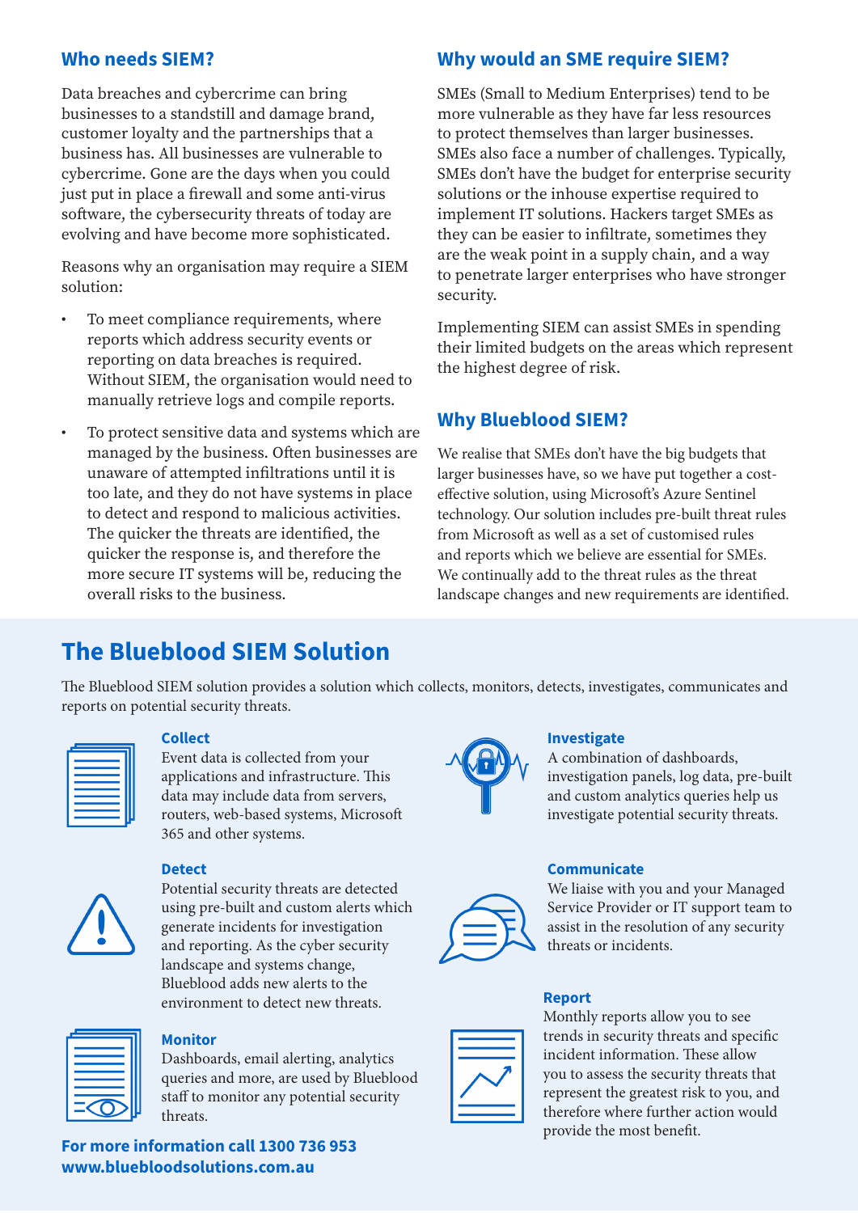## Who needs SIEM?

Data breaches and cybercrime can bring businesses to a standstill and damage brand, customer loyalty and the partnerships that a business has. All businesses are vulnerable to cybercrime. Gone are the days when you could just put in place a firewall and some anti-virus software, the cybersecurity threats of today are evolving and have become more sophisticated.

Reasons why an organisation may require a SIEM solution:

- To meet compliance requirements, where reports which address security events or reporting on data breaches is required. Without SIEM, the organisation would need to manually retrieve logs and compile reports.
- To protect sensitive data and systems which are managed by the business. Often businesses are unaware of attempted infiltrations until it is too late, and they do not have systems in place to detect and respond to malicious activities. The quicker the threats are identified, the quicker the response is, and therefore the more secure IT systems will be, reducing the overall risks to the business.

## Why would an SME require SIEM?

SMEs (Small to Medium Enterprises) tend to be more vulnerable as they have far less resources to protect themselves than larger businesses. SMEs also face a number of challenges. Typically, SMEs don't have the budget for enterprise security solutions or the inhouse expertise required to implement IT solutions. Hackers target SMEs as they can be easier to infiltrate, sometimes they are the weak point in a supply chain, and a way to penetrate larger enterprises who have stronger security.

Implementing SIEM can assist SMEs in spending their limited budgets on the areas which represent the highest degree of risk.

## Why Blueblood SIEM?

We realise that SMEs don't have the big budgets that larger businesses have, so we have put together a cost-effective solution, using Microsoft's Azure Sentinel technology. Our solution includes pre-built threat rules from Microsoft as well as a set of customised rules and reports which we believe are essential for SMEs. We continually add to the threat rules as the threat landscape changes and new requirements are identified.

# The Blueblood SIEM Solution

The Blueblood SIEM solution provides a solution which collects, monitors, detects, investigates, communicates and reports on potential security threats.

### Collect

Event data is collected from your applications and infrastructure. This data may include data from servers, routers, web-based systems, Microsoft 365 and other systems.

### Detect

Potential security threats are detected using pre-built and custom alerts which generate incidents for investigation and reporting. As the cyber security landscape and systems change, Blueblood adds new alerts to the environment to detect new threats.

### Monitor

Dashboards, email alerting, analytics queries and more, are used by Blueblood staff to monitor any potential security threats.

### Investigate

A combination of dashboards, investigation panels, log data, pre-built and custom analytics queries help us investigate potential security threats.

### Communicate

We liaise with you and your Managed Service Provider or IT support team to assist in the resolution of any security threats or incidents.

### Report

Monthly reports allow you to see trends in security threats and specific incident information. These allow you to assess the security threats that represent the greatest risk to you, and therefore where further action would provide the most benefit.

**For more information call 1300 736 953**
**www.bluebloodsolutions.com.au**